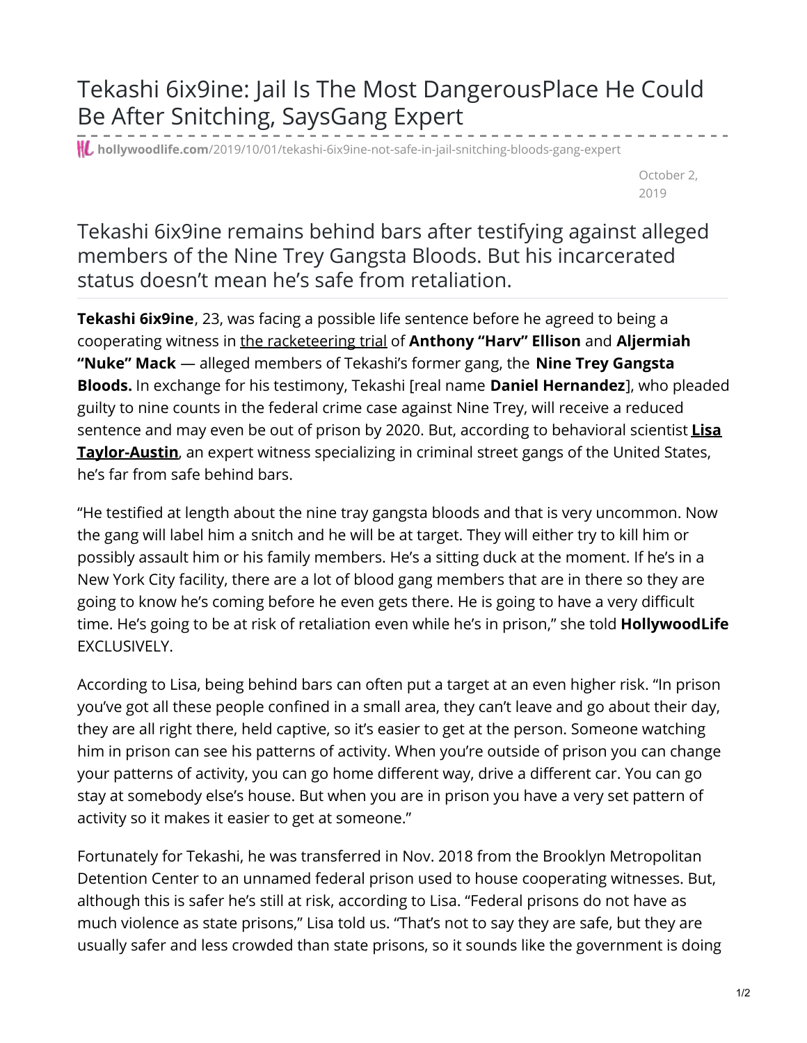# Tekashi 6ix9ine: Jail Is The Most DangerousPlace He Could Be After Snitching, SaysGang Expert

hollywoodlife.com/2019/10/01/tekashi-6ix9ine-not-safe-in-jail-snitching-bloods-gang-expert

October 2, 2019

## Tekashi 6ix9ine remains behind bars after testifying against alleged members of the Nine Trey Gangsta Bloods. But his incarcerated status doesn't mean he's safe from retaliation.

**Tekashi 6ix9ine**, 23, was facing a possible life sentence before he agreed to being a cooperating witness in the racketeering trial of **Anthony "Harv" Ellison** and **Aljermiah "Nuke" Mack** — alleged members of Tekashi's former gang, the **Nine Trey Gangsta Bloods.** In exchange for his testimony, Tekashi [real name **Daniel Hernandez**], who pleaded guilty to nine counts in the federal crime case against Nine Trey, will receive a reduced sentence and may even be out of prison by 2020. But, according to behavioral scientist **Lisa Taylor-Austin**, an expert witness specializing in criminal street gangs of the United States, he's far from safe behind bars.

"He testified at length about the nine tray gangsta bloods and that is very uncommon. Now the gang will label him a snitch and he will be at target. They will either try to kill him or possibly assault him or his family members. He's a sitting duck at the moment. If he's in a New York City facility, there are a lot of blood gang members that are in there so they are going to know he's coming before he even gets there. He is going to have a very difficult time. He's going to be at risk of retaliation even while he's in prison," she told **HollywoodLife** EXCLUSIVELY.

According to Lisa, being behind bars can often put a target at an even higher risk. "In prison you've got all these people confined in a small area, they can't leave and go about their day, they are all right there, held captive, so it's easier to get at the person. Someone watching him in prison can see his patterns of activity. When you're outside of prison you can change your patterns of activity, you can go home different way, drive a different car. You can go stay at somebody else's house. But when you are in prison you have a very set pattern of activity so it makes it easier to get at someone."

Fortunately for Tekashi, he was transferred in Nov. 2018 from the Brooklyn Metropolitan Detention Center to an unnamed federal prison used to house cooperating witnesses. But, although this is safer he's still at risk, according to Lisa. "Federal prisons do not have as much violence as state prisons," Lisa told us. "That's not to say they are safe, but they are usually safer and less crowded than state prisons, so it sounds like the government is doing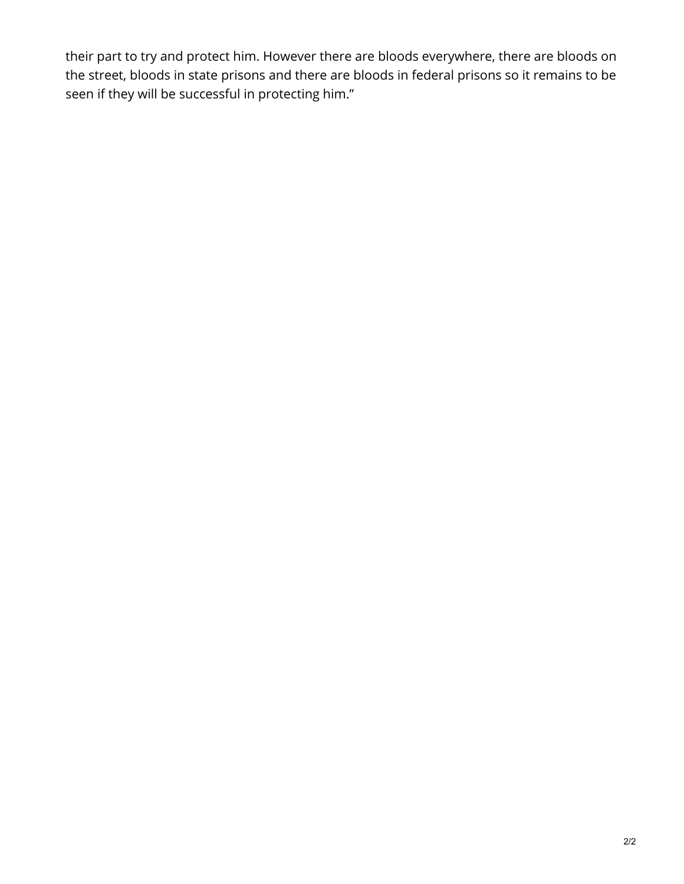their part to try and protect him. However there are bloods everywhere, there are bloods on the street, bloods in state prisons and there are bloods in federal prisons so it remains to be seen if they will be successful in protecting him."